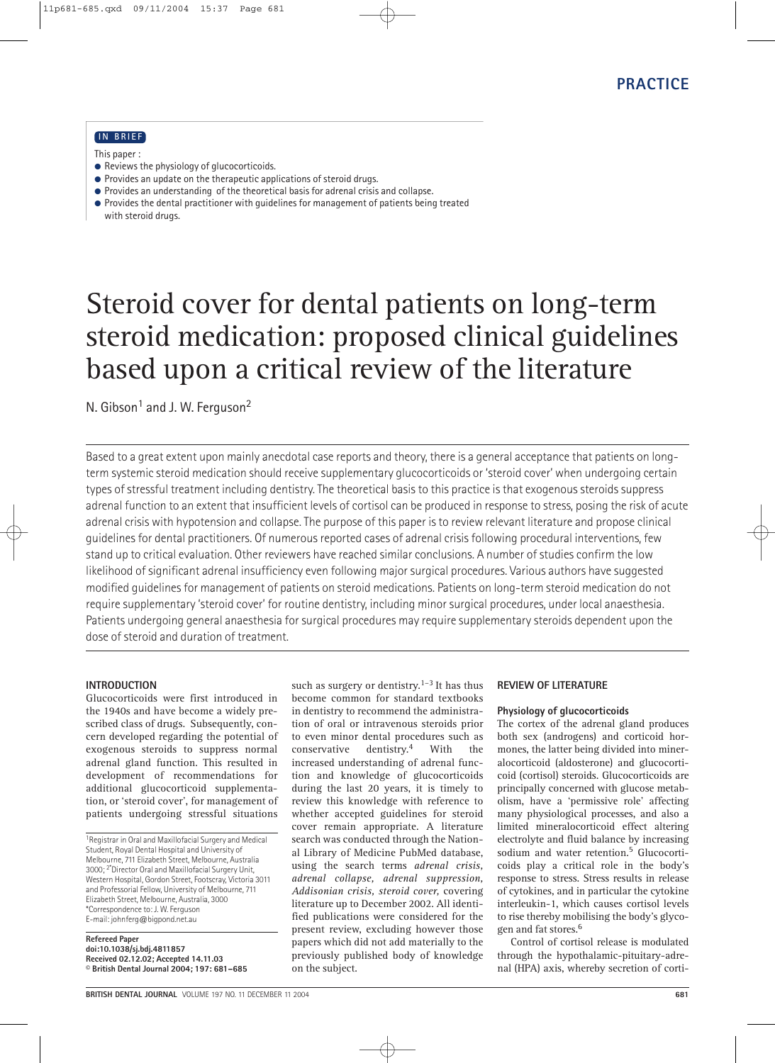PRACTICE

IN BRIEF

This paper :

- Reviews the physiology of glucocorticoids.
- Provides an update on the therapeutic applications of steroid drugs.
- Provides an understanding of the theoretical basis for adrenal crisis and collapse.
- Provides the dental practitioner with guidelines for management of patients being treated with steroid drugs.

# Steroid cover for dental patients on long-term steroid medication: proposed clinical guidelines based upon a critical review of the literature

N. Gibson[1] and J. W. Ferguson[2]

Based to a great extent upon mainly anecdotal case reports and theory, there is a general acceptance that patients on long-term systemic steroid medication should receive supplementary glucocorticoids or 'steroid cover' when undergoing certain types of stressful treatment including dentistry. The theoretical basis to this practice is that exogenous steroids suppress adrenal function to an extent that insufficient levels of cortisol can be produced in response to stress, posing the risk of acute adrenal crisis with hypotension and collapse. The purpose of this paper is to review relevant literature and propose clinical guidelines for dental practitioners. Of numerous reported cases of adrenal crisis following procedural interventions, few stand up to critical evaluation. Other reviewers have reached similar conclusions. A number of studies confirm the low likelihood of significant adrenal insufficiency even following major surgical procedures. Various authors have suggested modified guidelines for management of patients on steroid medications. Patients on long-term steroid medication do not require supplementary 'steroid cover' for routine dentistry, including minor surgical procedures, under local anaesthesia. Patients undergoing general anaesthesia for surgical procedures may require supplementary steroids dependent upon the dose of steroid and duration of treatment.

## INTRODUCTION

Glucocorticoids were first introduced in the 1940s and have become a widely prescribed class of drugs. Subsequently, concern developed regarding the potential of exogenous steroids to suppress normal adrenal gland function. This resulted in development of recommendations for additional glucocorticoid supplementation, or 'steroid cover', for management of patients undergoing stressful situations such as surgery or dentistry.[1–3] It has thus become common for standard textbooks in dentistry to recommend the administration of oral or intravenous steroids prior to even minor dental procedures such as conservative dentistry.[4] With the increased understanding of adrenal function and knowledge of glucocorticoids during the last 20 years, it is timely to review this knowledge with reference to whether accepted guidelines for steroid cover remain appropriate. A literature search was conducted through the National Library of Medicine PubMed database, using the search terms *adrenal crisis, adrenal collapse, adrenal suppression, Addisonian crisis, steroid cover,* covering literature up to December 2002. All identified publications were considered for the present review, excluding however those papers which did not add materially to the previously published body of knowledge on the subject.

[1]Registrar in Oral and Maxillofacial Surgery and Medical Student, Royal Dental Hospital and University of Melbourne, 711 Elizabeth Street, Melbourne, Australia 3000; [2*]Director Oral and Maxillofacial Surgery Unit, Western Hospital, Gordon Street, Footscray, Victoria 3011 and Professorial Fellow, University of Melbourne, 711 Elizabeth Street, Melbourne, Australia, 3000
*Correspondence to: J. W. Ferguson
E-mail: johnferg@bigpond.net.au

**Refereed Paper**
**doi:10.1038/sj.bdj.4811857**
**Received 02.12.02; Accepted 14.11.03**
**© British Dental Journal 2004; 197: 681–685**

## REVIEW OF LITERATURE

### Physiology of glucocorticoids

The cortex of the adrenal gland produces both sex (androgens) and corticoid hormones, the latter being divided into mineralocorticoid (aldosterone) and glucocorticoid (cortisol) steroids. Glucocorticoids are principally concerned with glucose metabolism, have a 'permissive role' affecting many physiological processes, and also a limited mineralocorticoid effect altering electrolyte and fluid balance by increasing sodium and water retention.[5] Glucocorticoids play a critical role in the body's response to stress. Stress results in release of cytokines, and in particular the cytokine interleukin-1, which causes cortisol levels to rise thereby mobilising the body's glycogen and fat stores.[6]

Control of cortisol release is modulated through the hypothalamic-pituitary-adrenal (HPA) axis, whereby secretion of corti-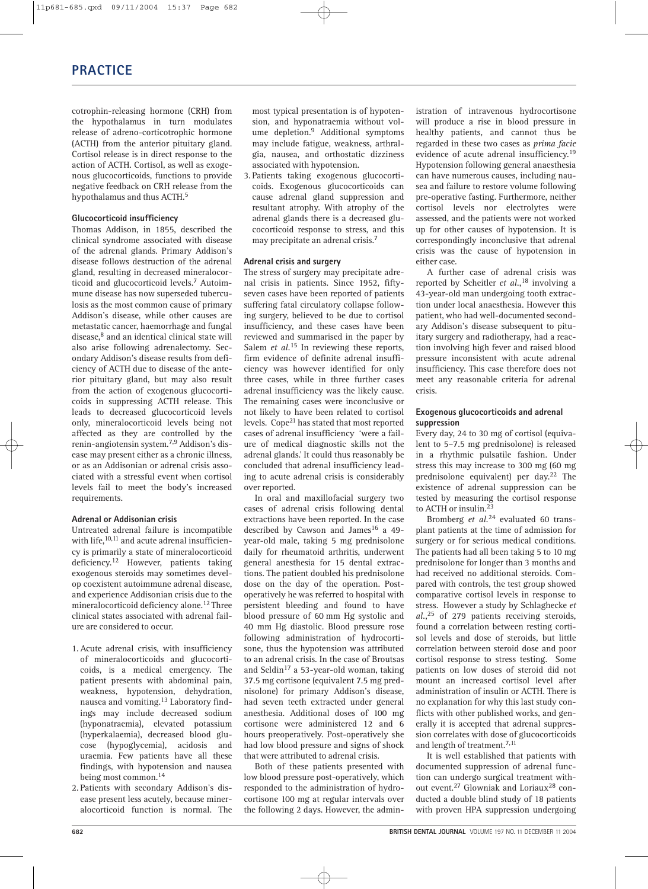cotrophin-releasing hormone (CRH) from the hypothalamus in turn modulates release of adreno-corticotrophic hormone (ACTH) from the anterior pituitary gland. Cortisol release is in direct response to the action of ACTH. Cortisol, as well as exogenous glucocorticoids, functions to provide negative feedback on CRH release from the hypothalamus and thus ACTH.[5]

### Glucocorticoid insufficiency

Thomas Addison, in 1855, described the clinical syndrome associated with disease of the adrenal glands. Primary Addison's disease follows destruction of the adrenal gland, resulting in decreased mineralocorticoid and glucocorticoid levels.[7] Autoimmune disease has now superseded tuberculosis as the most common cause of primary Addison's disease, while other causes are metastatic cancer, haemorrhage and fungal disease,[8] and an identical clinical state will also arise following adrenalectomy. Secondary Addison's disease results from deficiency of ACTH due to disease of the anterior pituitary gland, but may also result from the action of exogenous glucocorticoids in suppressing ACTH release. This leads to decreased glucocorticoid levels only, mineralocorticoid levels being not affected as they are controlled by the renin-angiotensin system.[7,9] Addison's disease may present either as a chronic illness, or as an Addisonian or adrenal crisis associated with a stressful event when cortisol levels fail to meet the body's increased requirements.

### Adrenal or Addisonian crisis

Untreated adrenal failure is incompatible with life,[10,11] and acute adrenal insufficiency is primarily a state of mineralocorticoid deficiency.[12] However, patients taking exogenous steroids may sometimes develop coexistent autoimmune adrenal disease, and experience Addisonian crisis due to the mineralocorticoid deficiency alone.[12] Three clinical states associated with adrenal failure are considered to occur.

1. Acute adrenal crisis, with insufficiency of mineralocorticoids and glucocorticoids, is a medical emergency. The patient presents with abdominal pain, weakness, hypotension, dehydration, nausea and vomiting.[13] Laboratory findings may include decreased sodium (hyponatraemia), elevated potassium (hyperkalaemia), decreased blood glucose (hypoglycemia), acidosis and uraemia. Few patients have all these findings, with hypotension and nausea being most common.[14]
2. Patients with secondary Addison's disease present less acutely, because mineralocorticoid function is normal. The most typical presentation is of hypotension, and hyponatraemia without volume depletion.[9] Additional symptoms may include fatigue, weakness, arthralgia, nausea, and orthostatic dizziness associated with hypotension.
3. Patients taking exogenous glucocorticoids. Exogenous glucocorticoids can cause adrenal gland suppression and resultant atrophy. With atrophy of the adrenal glands there is a decreased glucocorticoid response to stress, and this may precipitate an adrenal crisis.[7]

### Adrenal crisis and surgery

The stress of surgery may precipitate adrenal crisis in patients. Since 1952, fifty-seven cases have been reported of patients suffering fatal circulatory collapse following surgery, believed to be due to cortisol insufficiency, and these cases have been reviewed and summarised in the paper by Salem *et al.*[15] In reviewing these reports, firm evidence of definite adrenal insufficiency was however identified for only three cases, while in three further cases adrenal insufficiency was the likely cause. The remaining cases were inconclusive or not likely to have been related to cortisol levels. Cope[21] has stated that most reported cases of adrenal insufficiency 'were a failure of medical diagnostic skills not the adrenal glands.' It could thus reasonably be concluded that adrenal insufficiency leading to acute adrenal crisis is considerably over reported.

In oral and maxillofacial surgery two cases of adrenal crisis following dental extractions have been reported. In the case described by Cawson and James[16] a 49-year-old male, taking 5 mg prednisolone daily for rheumatoid arthritis, underwent general anesthesia for 15 dental extractions. The patient doubled his prednisolone dose on the day of the operation. Postoperatively he was referred to hospital with persistent bleeding and found to have blood pressure of 60 mm Hg systolic and 40 mm Hg diastolic. Blood pressure rose following administration of hydrocortisone, thus the hypotension was attributed to an adrenal crisis. In the case of Broutsas and Seldin[17] a 53-year-old woman, taking 37.5 mg cortisone (equivalent 7.5 mg prednisolone) for primary Addison's disease, had seven teeth extracted under general anesthesia. Additional doses of 100 mg cortisone were administered 12 and 6 hours preoperatively. Post-operatively she had low blood pressure and signs of shock that were attributed to adrenal crisis.

Both of these patients presented with low blood pressure post-operatively, which responded to the administration of hydrocortisone 100 mg at regular intervals over the following 2 days. However, the administration of intravenous hydrocortisone will produce a rise in blood pressure in healthy patients, and cannot thus be regarded in these two cases as *prima facie* evidence of acute adrenal insufficiency.[19] Hypotension following general anaesthesia can have numerous causes, including nausea and failure to restore volume following pre-operative fasting. Furthermore, neither cortisol levels nor electrolytes were assessed, and the patients were not worked up for other causes of hypotension. It is correspondingly inconclusive that adrenal crisis was the cause of hypotension in either case.

A further case of adrenal crisis was reported by Scheitler *et al.*,[18] involving a 43-year-old man undergoing tooth extraction under local anaesthesia. However this patient, who had well-documented secondary Addison's disease subsequent to pituitary surgery and radiotherapy, had a reaction involving high fever and raised blood pressure inconsistent with acute adrenal insufficiency. This case therefore does not meet any reasonable criteria for adrenal crisis.

### Exogenous glucocorticoids and adrenal suppression

Every day, 24 to 30 mg of cortisol (equivalent to 5–7.5 mg prednisolone) is released in a rhythmic pulsatile fashion. Under stress this may increase to 300 mg (60 mg prednisolone equivalent) per day.[22] The existence of adrenal suppression can be tested by measuring the cortisol response to ACTH or insulin.[23]

Bromberg *et al.*[24] evaluated 60 transplant patients at the time of admission for surgery or for serious medical conditions. The patients had all been taking 5 to 10 mg prednisolone for longer than 3 months and had received no additional steroids. Compared with controls, the test group showed comparative cortisol levels in response to stress. However a study by Schlaghecke *et al.*,[25] of 279 patients receiving steroids, found a correlation between resting cortisol levels and dose of steroids, but little correlation between steroid dose and poor cortisol response to stress testing. Some patients on low doses of steroid did not mount an increased cortisol level after administration of insulin or ACTH. There is no explanation for why this last study conflicts with other published works, and generally it is accepted that adrenal suppression correlates with dose of glucocorticoids and length of treatment.[7,11]

It is well established that patients with documented suppression of adrenal function can undergo surgical treatment without event.[27] Glowniak and Loriaux[28] conducted a double blind study of 18 patients with proven HPA suppression undergoing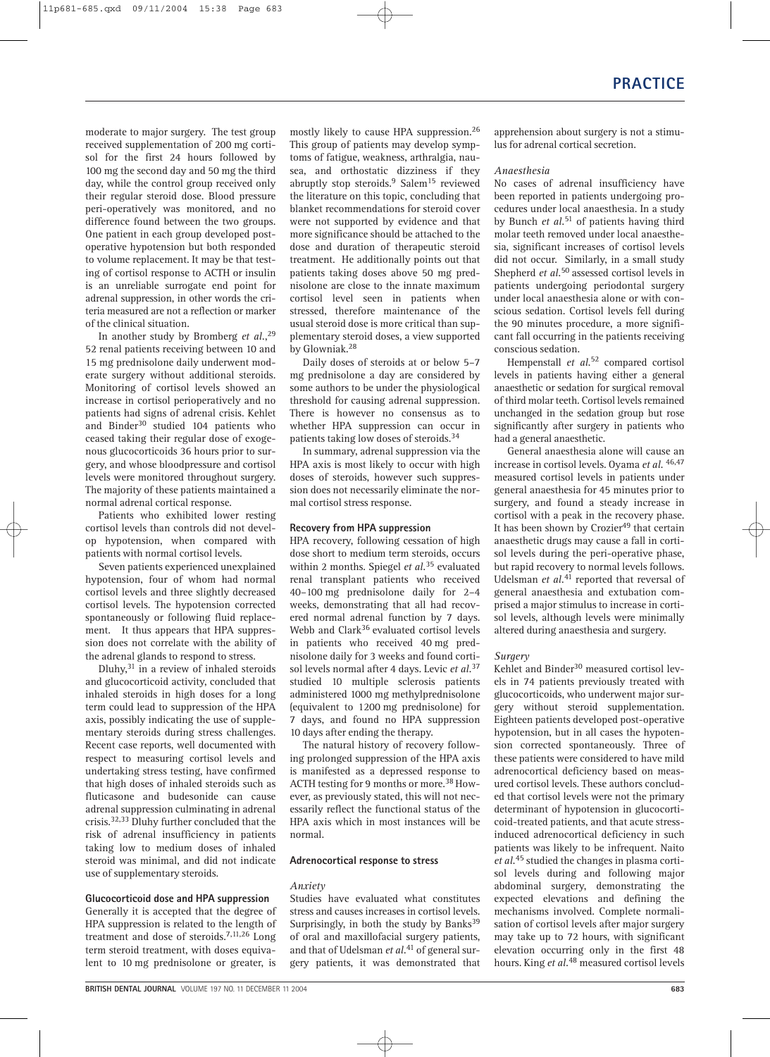moderate to major surgery. The test group received supplementation of 200 mg cortisol for the first 24 hours followed by 100 mg the second day and 50 mg the third day, while the control group received only their regular steroid dose. Blood pressure peri-operatively was monitored, and no difference found between the two groups. One patient in each group developed post-operative hypotension but both responded to volume replacement. It may be that testing of cortisol response to ACTH or insulin is an unreliable surrogate end point for adrenal suppression, in other words the criteria measured are not a reflection or marker of the clinical situation.

In another study by Bromberg *et al*.,[29] 52 renal patients receiving between 10 and 15 mg prednisolone daily underwent moderate surgery without additional steroids. Monitoring of cortisol levels showed an increase in cortisol perioperatively and no patients had signs of adrenal crisis. Kehlet and Binder[30] studied 104 patients who ceased taking their regular dose of exogenous glucocorticoids 36 hours prior to surgery, and whose bloodpressure and cortisol levels were monitored throughout surgery. The majority of these patients maintained a normal adrenal cortical response.

Patients who exhibited lower resting cortisol levels than controls did not develop hypotension, when compared with patients with normal cortisol levels.

Seven patients experienced unexplained hypotension, four of whom had normal cortisol levels and three slightly decreased cortisol levels. The hypotension corrected spontaneously or following fluid replacement. It thus appears that HPA suppression does not correlate with the ability of the adrenal glands to respond to stress.

Dluhy,[31] in a review of inhaled steroids and glucocorticoid activity, concluded that inhaled steroids in high doses for a long term could lead to suppression of the HPA axis, possibly indicating the use of supplementary steroids during stress challenges. Recent case reports, well documented with respect to measuring cortisol levels and undertaking stress testing, have confirmed that high doses of inhaled steroids such as fluticasone and budesonide can cause adrenal suppression culminating in adrenal crisis.[32,33] Dluhy further concluded that the risk of adrenal insufficiency in patients taking low to medium doses of inhaled steroid was minimal, and did not indicate use of supplementary steroids.

**Glucocorticoid dose and HPA suppression**

Generally it is accepted that the degree of HPA suppression is related to the length of treatment and dose of steroids.[7,11,26] Long term steroid treatment, with doses equivalent to 10 mg prednisolone or greater, is mostly likely to cause HPA suppression.[26] This group of patients may develop symptoms of fatigue, weakness, arthralgia, nausea, and orthostatic dizziness if they abruptly stop steroids.[9] Salem[15] reviewed the literature on this topic, concluding that blanket recommendations for steroid cover were not supported by evidence and that more significance should be attached to the dose and duration of therapeutic steroid treatment. He additionally points out that patients taking doses above 50 mg prednisolone are close to the innate maximum cortisol level seen in patients when stressed, therefore maintenance of the usual steroid dose is more critical than supplementary steroid doses, a view supported by Glowniak.[28]

Daily doses of steroids at or below 5–7 mg prednisolone a day are considered by some authors to be under the physiological threshold for causing adrenal suppression. There is however no consensus as to whether HPA suppression can occur in patients taking low doses of steroids.[34]

In summary, adrenal suppression via the HPA axis is most likely to occur with high doses of steroids, however such suppression does not necessarily eliminate the normal cortisol stress response.

**Recovery from HPA suppression**

HPA recovery, following cessation of high dose short to medium term steroids, occurs within 2 months. Spiegel *et al*.[35] evaluated renal transplant patients who received 40–100 mg prednisolone daily for 2–4 weeks, demonstrating that all had recovered normal adrenal function by 7 days. Webb and Clark[36] evaluated cortisol levels in patients who received 40 mg prednisolone daily for 3 weeks and found cortisol levels normal after 4 days. Levic *et al*.[37] studied 10 multiple sclerosis patients administered 1000 mg methylprednisolone (equivalent to 1200 mg prednisolone) for 7 days, and found no HPA suppression 10 days after ending the therapy.

The natural history of recovery following prolonged suppression of the HPA axis is manifested as a depressed response to ACTH testing for 9 months or more.[38] However, as previously stated, this will not necessarily reflect the functional status of the HPA axis which in most instances will be normal.

**Adrenocortical response to stress**

*Anxiety*

Studies have evaluated what constitutes stress and causes increases in cortisol levels. Surprisingly, in both the study by Banks[39] of oral and maxillofacial surgery patients, and that of Udelsman *et al*.[41] of general surgery patients, it was demonstrated that apprehension about surgery is not a stimulus for adrenal cortical secretion.

*Anaesthesia*

No cases of adrenal insufficiency have been reported in patients undergoing procedures under local anaesthesia. In a study by Bunch *et al*.[51] of patients having third molar teeth removed under local anaesthesia, significant increases of cortisol levels did not occur. Similarly, in a small study Shepherd *et al*.[50] assessed cortisol levels in patients undergoing periodontal surgery under local anaesthesia alone or with conscious sedation. Cortisol levels fell during the 90 minutes procedure, a more significant fall occurring in the patients receiving conscious sedation.

Hempenstall *et al*.[52] compared cortisol levels in patients having either a general anaesthetic or sedation for surgical removal of third molar teeth. Cortisol levels remained unchanged in the sedation group but rose significantly after surgery in patients who had a general anaesthetic.

General anaesthesia alone will cause an increase in cortisol levels. Oyama *et al*.[46,47] measured cortisol levels in patients under general anaesthesia for 45 minutes prior to surgery, and found a steady increase in cortisol with a peak in the recovery phase. It has been shown by Crozier[49] that certain anaesthetic drugs may cause a fall in cortisol levels during the peri-operative phase, but rapid recovery to normal levels follows. Udelsman *et al*.[41] reported that reversal of general anaesthesia and extubation comprised a major stimulus to increase in cortisol levels, although levels were minimally altered during anaesthesia and surgery.

*Surgery*

Kehlet and Binder[30] measured cortisol levels in 74 patients previously treated with glucocorticoids, who underwent major surgery without steroid supplementation. Eighteen patients developed post-operative hypotension, but in all cases the hypotension corrected spontaneously. Three of these patients were considered to have mild adrenocortical deficiency based on measured cortisol levels. These authors concluded that cortisol levels were not the primary determinant of hypotension in glucocorticoid-treated patients, and that acute stress-induced adrenocortical deficiency in such patients was likely to be infrequent. Naito *et al*.[45] studied the changes in plasma cortisol levels during and following major abdominal surgery, demonstrating the expected elevations and defining the mechanisms involved. Complete normalisation of cortisol levels after major surgery may take up to 72 hours, with significant elevation occurring only in the first 48 hours. King *et al*.[48] measured cortisol levels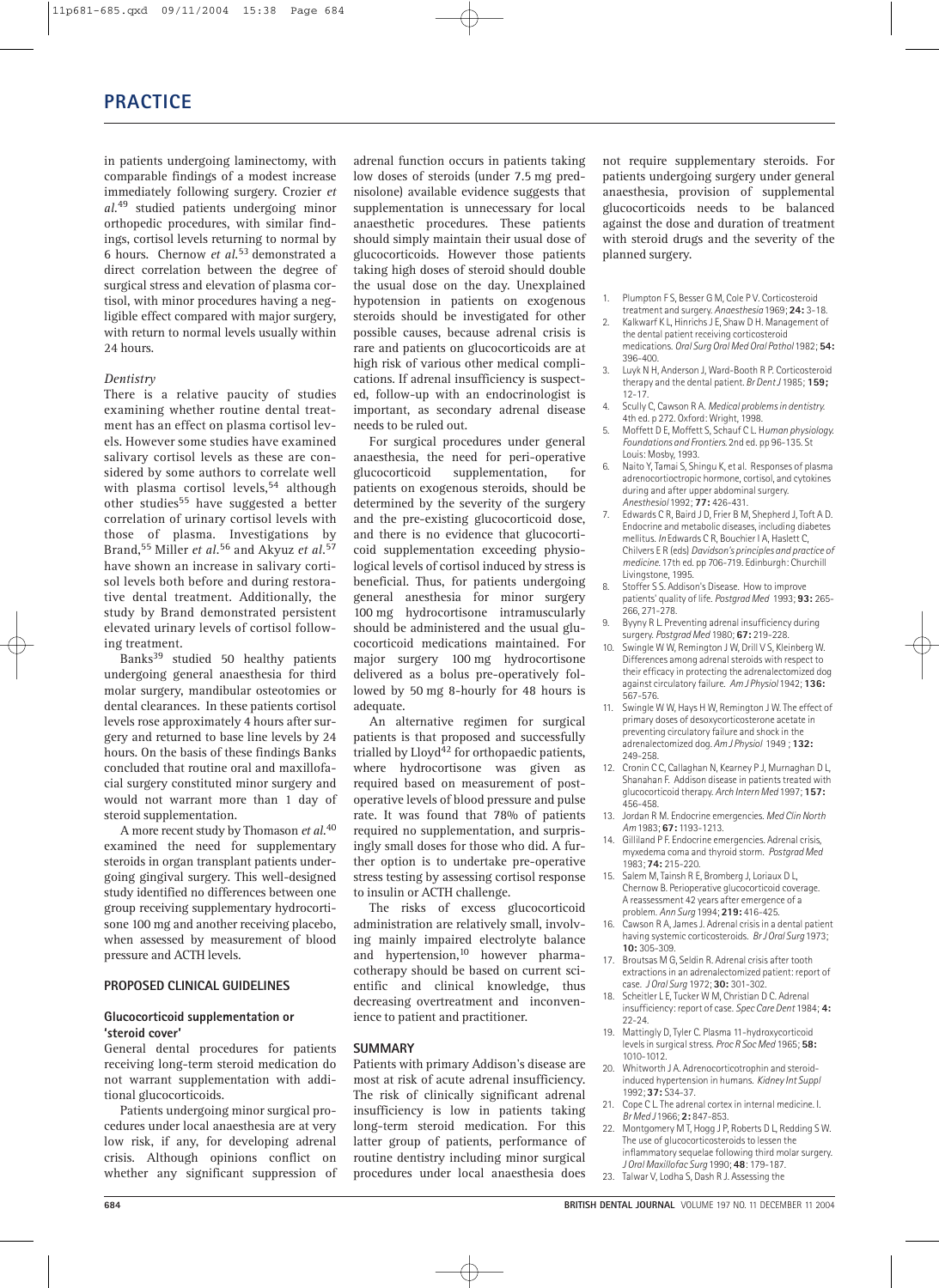in patients undergoing laminectomy, with comparable findings of a modest increase immediately following surgery. Crozier *et al.*[49] studied patients undergoing minor orthopedic procedures, with similar findings, cortisol levels returning to normal by 6 hours. Chernow *et al.*[53] demonstrated a direct correlation between the degree of surgical stress and elevation of plasma cortisol, with minor procedures having a negligible effect compared with major surgery, with return to normal levels usually within 24 hours.

*Dentistry*

There is a relative paucity of studies examining whether routine dental treatment has an effect on plasma cortisol levels. However some studies have examined salivary cortisol levels as these are considered by some authors to correlate well with plasma cortisol levels,[54] although other studies[55] have suggested a better correlation of urinary cortisol levels with those of plasma. Investigations by Brand,[55] Miller *et al.*[56] and Akyuz *et al.*[57] have shown an increase in salivary cortisol levels both before and during restorative dental treatment. Additionally, the study by Brand demonstrated persistent elevated urinary levels of cortisol following treatment.

Banks[39] studied 50 healthy patients undergoing general anaesthesia for third molar surgery, mandibular osteotomies or dental clearances. In these patients cortisol levels rose approximately 4 hours after surgery and returned to base line levels by 24 hours. On the basis of these findings Banks concluded that routine oral and maxillofacial surgery constituted minor surgery and would not warrant more than 1 day of steroid supplementation.

A more recent study by Thomason *et al.*[40] examined the need for supplementary steroids in organ transplant patients undergoing gingival surgery. This well-designed study identified no differences between one group receiving supplementary hydrocortisone 100 mg and another receiving placebo, when assessed by measurement of blood pressure and ACTH levels.

## PROPOSED CLINICAL GUIDELINES

### Glucocorticoid supplementation or 'steroid cover'

General dental procedures for patients receiving long-term steroid medication do not warrant supplementation with additional glucocorticoids.

Patients undergoing minor surgical procedures under local anaesthesia are at very low risk, if any, for developing adrenal crisis. Although opinions conflict on whether any significant suppression of adrenal function occurs in patients taking low doses of steroids (under 7.5 mg prednisolone) available evidence suggests that supplementation is unnecessary for local anaesthetic procedures. These patients should simply maintain their usual dose of glucocorticoids. However those patients taking high doses of steroid should double the usual dose on the day. Unexplained hypotension in patients on exogenous steroids should be investigated for other possible causes, because adrenal crisis is rare and patients on glucocorticoids are at high risk of various other medical complications. If adrenal insufficiency is suspected, follow-up with an endocrinologist is important, as secondary adrenal disease needs to be ruled out.

For surgical procedures under general anaesthesia, the need for peri-operative glucocorticoid supplementation, for patients on exogenous steroids, should be determined by the severity of the surgery and the pre-existing glucocorticoid dose, and there is no evidence that glucocorticoid supplementation exceeding physiological levels of cortisol induced by stress is beneficial. Thus, for patients undergoing general anesthesia for minor surgery 100 mg hydrocortisone intramuscularly should be administered and the usual glucocorticoid medications maintained. For major surgery 100 mg hydrocortisone delivered as a bolus pre-operatively followed by 50 mg 8-hourly for 48 hours is adequate.

An alternative regimen for surgical patients is that proposed and successfully trialled by Lloyd[42] for orthopaedic patients, where hydrocortisone was given as required based on measurement of post-operative levels of blood pressure and pulse rate. It was found that 78% of patients required no supplementation, and surprisingly small doses for those who did. A further option is to undertake pre-operative stress testing by assessing cortisol response to insulin or ACTH challenge.

The risks of excess glucocorticoid administration are relatively small, involving mainly impaired electrolyte balance and hypertension,[10] however pharmacotherapy should be based on current scientific and clinical knowledge, thus decreasing overtreatment and inconvenience to patient and practitioner.

## SUMMARY

Patients with primary Addison's disease are most at risk of acute adrenal insufficiency. The risk of clinically significant adrenal insufficiency is low in patients taking long-term steroid medication. For this latter group of patients, performance of routine dentistry including minor surgical procedures under local anaesthesia does not require supplementary steroids. For patients undergoing surgery under general anaesthesia, provision of supplemental glucocorticoids needs to be balanced against the dose and duration of treatment with steroid drugs and the severity of the planned surgery.

1. Plumpton F S, Besser G M, Cole P V. Corticosteroid treatment and surgery. *Anaesthesia* 1969; **24:** 3-18.
2. Kalkwarf K L, Hinrichs J E, Shaw D H. Management of the dental patient receiving corticosteroid medications. *Oral Surg Oral Med Oral Pathol* 1982; **54:** 396-400.
3. Luyk N H, Anderson J, Ward-Booth R P. Corticosteroid therapy and the dental patient. *Br Dent J* 1985; **159;** 12-17.
4. Scully C, Cawson R A. *Medical problems in dentistry.* 4th ed. p 272. Oxford: Wright, 1998.
5. Moffett D E, Moffett S, Schauf C L. *Human physiology. Foundations and Frontiers.* 2nd ed. pp 96-135. St Louis: Mosby, 1993.
6. Naito Y, Tamai S, Shingu K, et al. Responses of plasma adrenocortioctropic hormone, cortisol, and cytokines during and after upper abdominal surgery. *Anesthesiol* 1992; **77:** 426-431.
7. Edwards C R, Baird J D, Frier B M, Shepherd J, Toft A D. Endocrine and metabolic diseases, including diabetes mellitus. *In* Edwards C R, Bouchier I A, Haslett C, Chilvers E R (eds) *Davidson's principles and practice of medicine.* 17th ed. pp 706-719. Edinburgh: Churchill Livingstone, 1995.
8. Stoffer S S. Addison's Disease. How to improve patients' quality of life. *Postgrad Med* 1993; **93:** 265-266, 271-278.
9. Byyny R L. Preventing adrenal insufficiency during surgery. *Postgrad Med* 1980; **67:** 219-228.
10. Swingle W W, Remington J W, Drill V S, Kleinberg W. Differences among adrenal steroids with respect to their efficacy in protecting the adrenalectomized dog against circulatory failure. *Am J Physiol* 1942; **136:** 567-576.
11. Swingle W W, Hays H W, Remington J W. The effect of primary doses of desoxycorticosterone acetate in preventing circulatory failure and shock in the adrenalectomized dog. *Am J Physiol* 1949 ; **132:** 249-258.
12. Cronin C C, Callaghan N, Kearney P J, Murnaghan D L, Shanahan F. Addison disease in patients treated with glucocorticoid therapy. *Arch Intern Med* 1997; **157:** 456-458.
13. Jordan R M. Endocrine emergencies. *Med Clin North Am* 1983; **67:** 1193-1213.
14. Gilliland P F. Endocrine emergencies. Adrenal crisis, myxedema coma and thyroid storm. *Postgrad Med* 1983; **74:** 215-220.
15. Salem M, Tainsh R E, Bromberg J, Loriaux D L, Chernow B. Perioperative glucocorticoid coverage. A reassessment 42 years after emergence of a problem. *Ann Surg* 1994; **219:** 416-425.
16. Cawson R A, James J. Adrenal crisis in a dental patient having systemic corticosteroids. *Br J Oral Surg* 1973; **10:** 305-309.
17. Broutsas M G, Seldin R. Adrenal crisis after tooth extractions in an adrenalectomized patient: report of case. *J Oral Surg* 1972; **30:** 301-302.
18. Scheitler L E, Tucker W M, Christian D C. Adrenal insufficiency: report of case. *Spec Care Dent* 1984; **4:** 22-24.
19. Mattingly D, Tyler C. Plasma 11-hydroxycorticoid levels in surgical stress. *Proc R Soc Med* 1965; **58:** 1010-1012.
20. Whitworth J A. Adrenocorticotrophin and steroid-induced hypertension in humans. *Kidney Int Suppl* 1992; **37:** S34-37.
21. Cope C L. The adrenal cortex in internal medicine. I. *Br Med J* 1966; **2:** 847-853.
22. Montgomery M T, Hogg J P, Roberts D L, Redding S W. The use of glucocorticosteroids to lessen the inflammatory sequelae following third molar surgery. *J Oral Maxillofac Surg* 1990; **48**: 179-187.
23. Talwar V, Lodha S, Dash R J. Assessing the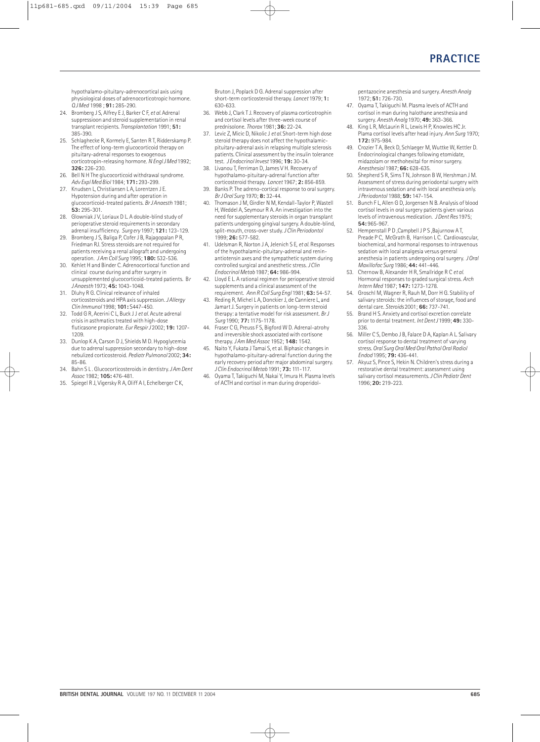hypothalamo-pituitary-adrenocortical axis using physiological doses of adrenocorticotropic hormone. *Q J Med* 1998 ; **91:** 285-290.

24. Bromberg J S, Alfrey E J, Barker C F, *et al.* Adrenal suppressioon and steroid supplementation in renal transplant recipients. *Transplantation* 1991; **51:** 385-390.
25. Schlaghecke R, Kormely E, Santen R T, Ridderskamp P. The effect of long-term glucocorticoid therapy on pituitary-adrenal responses to exogenous corticotropin-releasing hormone. *N Engl J Med* 1992; **326:** 226-230.
26. Bell N H The glucocorticoid withdrawal syndrome. *Adv Expl Med Biol* 1984; **171:** 293-299.
27. Knudsen L, Christiansen L A, Lorentzen J E. Hypotension during and after operation in glucocorticoid-treated patients. *Br J Anaesth* 1981; **53:** 295-301.
28. Glowniak J V, Loriaux D L. A double-blind study of perioperative steroid requirements in secondary adrenal insufficiency. *Surg ery* 1997; **121:** 123-129.
29. Bromberg J S, Baliga P, Cofer J B, Rajagopalan P R, Friedman RJ. Stress steroids are not required for patients receiving a renal allograft and undergoing operation. *J Am Coll Surg* 1995; **180:** 532-536.
30. Kehlet H and Binder C. Adrenocortiocal function and clinical course during and after surgery in unsupplemented glucocorticoid-treated patients. *Br J Anaesth* 1973; **45:** 1043-1048.
31. Dluhy R G. Clinical relevance of inhaled corticosteroids and HPA axis suppression. *J Allergy Clin Immunol* 1998; **101:** S447-450.
32. Todd G R, Acerini C L, Buck J J *et al.* Acute adrenal crisis in asthmatics treated with high-dose fluticasone propionate. *Eur Respir J* 2002; **19:** 1207-1209.
33. Dunlop K A, Carson D J, Shields M D. Hypoglycemia due to adrenal suppression secondary to high-dose nebulized corticosteroid. *Pediatr Pulmonol* 2002; **34:** 85-86.
34. Bahn S L . Glucocorticosteroids in dentistry. *J Am Dent Assoc* 1982; **105:** 476-481.
35. Spiegel R J, Vigersky R A, Oliff A I, Echelberger C K, Bruton J, Poplack D G. Adrenal suppression after short-term corticosteroid therapy. *Lancet* 1979; **1:** 630-633.
36. Webb J, Clark T J. Recovery of plasma corticotrophin and cortisol levels after three-week course of prednisolone. *Thorax* 1981; **36:** 22-24.
37. Levic Z, Micic D, Nikolic J *et al.* Short-term high dose steroid therapy does not affect the hypothalamic-pituitary-adrenal axis in relapsing multiple sclerosis patients. Clinical assessment by the insulin tolerance test. *J Endocrinol Invest* 1996; **19:** 30-34.
38. Livanou T, Ferriman D, James V H. Recovery of hypothalamo-pituitary-adrenal function after corticosteroid therapy. *Lancet* 1967; **2:** 856-859.
39. Banks P. The adreno-cortical response to oral surgery. *Br J Oral Surg* 1970; **8:** 32-44.
40. Thomason J M, Girdler N M, Kendall-Taylor P, Wastell H, Weddel A, Seymour R A. An investigation into the need for supplementary steroids in organ transplant patients undergoing gingival surgery. A double-blind, split-mouth, cross-over study. *J Clin Periodontol* 1999; **26:** 577-582.
41. Udelsman R, Norton J A, Jelenich S E, *et al.* Responses of the hypothalamic-pituitary-adrenal and renin-antiotensin axes and the sympathetic system during controlled surgical and anesthetic stress. *J Clin Endocrinol Metab* 1987; **64:** 986-994.
42. Lloyd E L. A rational regimen for perioperative steroid supplements and a clinical assessment of the requirement. *Ann R Coll Surg Engl* 1981; **63:** 54-57.
43. Reding R, Michel L A, Donckier J, de Canniere L, and Jamart J. Surgery in patients on long-term steroid therapy: a tentative model for risk assessment. *Br J Surg* 1990; **77:** 1175-1178.
44. Fraser C G, Preuss F S, Bigford W D. Adrenal-atrohy and irreversible shock associated with cortisone therapy. *J Am Med Assoc* 1952; **148:** 1542.
45. Naito Y, Fukata J Tamai S, et al. Biphasic changes in hypothalamo-pituitary-adrenal function during the early recovery period after major abdominal surgery. *J Clin Endocrinol Metab* 1991; **73:** 111-117.
46. Oyama T, Takiguchi M, Nakai Y, Imura H. Plasma levels of ACTH and cortisol in man during droperidol-pentazocine anesthesia and surgery. *Anesth Analg* 1972; **51:** 726-730.
47. Oyama T, Takiguchi M. Plasma levels of ACTH and cortisol in man during halothane anesthesia and surgery. *Anesth Analg* 1970; **49:** 363-366.
48. King L R, McLaurin R L, Lewis H P, Knowles HC Jr. Plama cortisol levels after head injury. *Ann Surg* 1970; **172:** 975-984.
49. Crozier T A, Beck D, Schlaeger M, Wuttke W, Kettler D. Endocrinological changes following etomidate, midazolam or methohexital for minor surgery. *Anesthesiol* 1987; **66:** 628-635.
50. Shepherd S R, Sims T N, Johnson B W, Hershman J M. Assessment of stress during periodontal surgery with intravenous sedation and with local anesthesia only. *J Periodontol* 1988; **59:** 147-154.
51. Bunch F L, Allen G D, Jorgensen N B. Analysis of blood cortisol levels in oral surgery patients given various levels of intravenous medication. *J Dent Res* 1975; **54:** 965-967.
52. Hempenstall P D ,Campbell J P S ,Bajurnow A T, Preade P C, McGrath B, Harrison L C. Cardiovascular, biochemical, and hormonal responses to intravenous sedation with local analgesia versus general anesthesia in patients undergoing oral surgery. *J Oral Maxillofac Surg* 1986; **44:** 441-446.
53. Chernow B, Alexander H R, Smallridge R C *et al.* Hormonal responses to graded surgical stress. *Arch Intern Med* 1987; **147:** 1273-1278.
54. Groschl M, Wagner R, Rauh M, Dorr H G. Stability of salivary steroids: the influences of storage, food and dental care. *Steroids* 2001; **66:** 737-741.
55. Brand H S. Anxiety and cortisol excretion correlate prior to dental treatment. *Int Dent J* 1999; **49:** 330-336.
56. Miller C S, Dembo J B, Falace D A, Kaplan A L. Salivary cortisol response to dental treatment of varying stress. *Oral Surg Oral Med Oral Pathol Oral Radiol Endod* 1995; **79:** 436-441.
57. Akyuz S, Pince S, Hekin N. Children's stress during a restorative dental treatment: assessment using salivary cortisol measurements. *J Clin Pediatr Dent* 1996; **20:** 219-223.